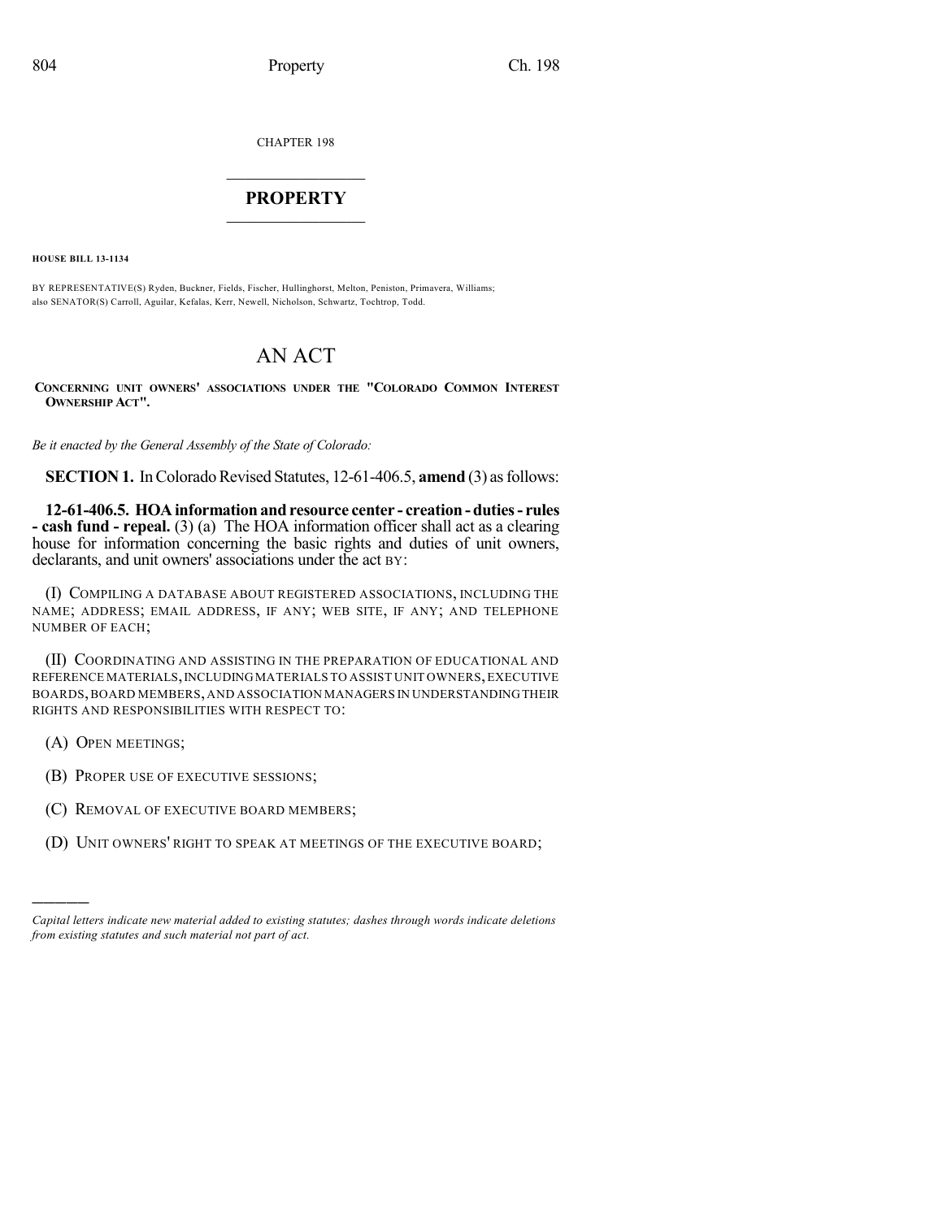CHAPTER 198

# PROPERTY

**HOUSE BILL 13-1134**

BY REPRESENTATIVE(S) Ryden, Buckner, Fields, Fischer, Hullinghorst, Melton, Peniston, Primavera, Williams; also SENATOR(S) Carroll, Aguilar, Kefalas, Kerr, Newell, Nicholson, Schwartz, Tochtrop, Todd.

# AN ACT

**CONCERNING UNIT OWNERS' ASSOCIATIONS UNDER THE "COLORADO COMMON INTEREST OWNERSHIP ACT".**

*Be it enacted by the General Assembly of the State of Colorado:*

**SECTION 1.** In Colorado Revised Statutes, 12-61-406.5, **amend** (3) as follows:

**12-61-406.5. HOA information and resource center - creation - duties - rules - cash fund - repeal.** (3) (a) The HOA information officer shall act as a clearing house for information concerning the basic rights and duties of unit owners, declarants, and unit owners' associations under the act BY:

(I) COMPILING A DATABASE ABOUT REGISTERED ASSOCIATIONS, INCLUDING THE NAME; ADDRESS; EMAIL ADDRESS, IF ANY; WEB SITE, IF ANY; AND TELEPHONE NUMBER OF EACH;

(II) COORDINATING AND ASSISTING IN THE PREPARATION OF EDUCATIONAL AND REFERENCE MATERIALS, INCLUDING MATERIALS TO ASSIST UNIT OWNERS, EXECUTIVE BOARDS, BOARD MEMBERS, AND ASSOCIATION MANAGERS IN UNDERSTANDING THEIR RIGHTS AND RESPONSIBILITIES WITH RESPECT TO:

(A) OPEN MEETINGS;

(B) PROPER USE OF EXECUTIVE SESSIONS;

(C) REMOVAL OF EXECUTIVE BOARD MEMBERS;

(D) UNIT OWNERS' RIGHT TO SPEAK AT MEETINGS OF THE EXECUTIVE BOARD;

---

*Capital letters indicate new material added to existing statutes; dashes through words indicate deletions from existing statutes and such material not part of act.*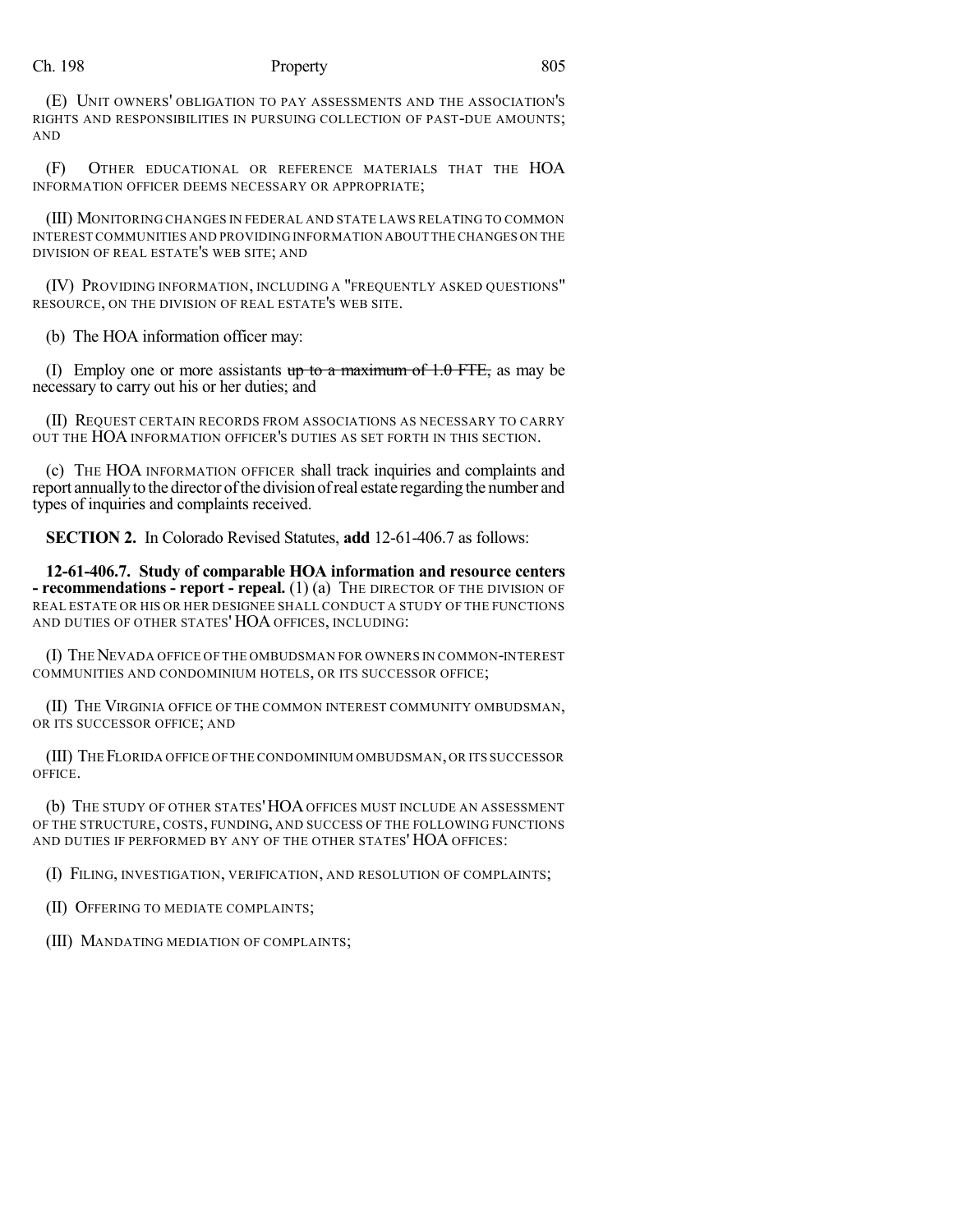(E) UNIT OWNERS' OBLIGATION TO PAY ASSESSMENTS AND THE ASSOCIATION'S RIGHTS AND RESPONSIBILITIES IN PURSUING COLLECTION OF PAST-DUE AMOUNTS; AND

(F) OTHER EDUCATIONAL OR REFERENCE MATERIALS THAT THE HOA INFORMATION OFFICER DEEMS NECESSARY OR APPROPRIATE;

(III) MONITORING CHANGES IN FEDERAL AND STATE LAWS RELATING TO COMMON INTEREST COMMUNITIES AND PROVIDING INFORMATION ABOUT THE CHANGES ON THE DIVISION OF REAL ESTATE'S WEB SITE; AND

(IV) PROVIDING INFORMATION, INCLUDING A "FREQUENTLY ASKED QUESTIONS" RESOURCE, ON THE DIVISION OF REAL ESTATE'S WEB SITE.

(b) The HOA information officer may:

(I) Employ one or more assistants ~~up to a maximum of 1.0 FTE,~~ as may be necessary to carry out his or her duties; and

(II) REQUEST CERTAIN RECORDS FROM ASSOCIATIONS AS NECESSARY TO CARRY OUT THE HOA INFORMATION OFFICER'S DUTIES AS SET FORTH IN THIS SECTION.

(c) THE HOA INFORMATION OFFICER shall track inquiries and complaints and report annually to the director of the division of real estate regarding the number and types of inquiries and complaints received.

**SECTION 2.** In Colorado Revised Statutes, **add** 12-61-406.7 as follows:

**12-61-406.7. Study of comparable HOA information and resource centers - recommendations - report - repeal.** (1) (a) THE DIRECTOR OF THE DIVISION OF REAL ESTATE OR HIS OR HER DESIGNEE SHALL CONDUCT A STUDY OF THE FUNCTIONS AND DUTIES OF OTHER STATES' HOA OFFICES, INCLUDING:

(I) THE NEVADA OFFICE OF THE OMBUDSMAN FOR OWNERS IN COMMON-INTEREST COMMUNITIES AND CONDOMINIUM HOTELS, OR ITS SUCCESSOR OFFICE;

(II) THE VIRGINIA OFFICE OF THE COMMON INTEREST COMMUNITY OMBUDSMAN, OR ITS SUCCESSOR OFFICE; AND

(III) THE FLORIDA OFFICE OF THE CONDOMINIUM OMBUDSMAN, OR ITS SUCCESSOR OFFICE.

(b) THE STUDY OF OTHER STATES' HOA OFFICES MUST INCLUDE AN ASSESSMENT OF THE STRUCTURE, COSTS, FUNDING, AND SUCCESS OF THE FOLLOWING FUNCTIONS AND DUTIES IF PERFORMED BY ANY OF THE OTHER STATES' HOA OFFICES:

(I) FILING, INVESTIGATION, VERIFICATION, AND RESOLUTION OF COMPLAINTS;

(II) OFFERING TO MEDIATE COMPLAINTS;

(III) MANDATING MEDIATION OF COMPLAINTS;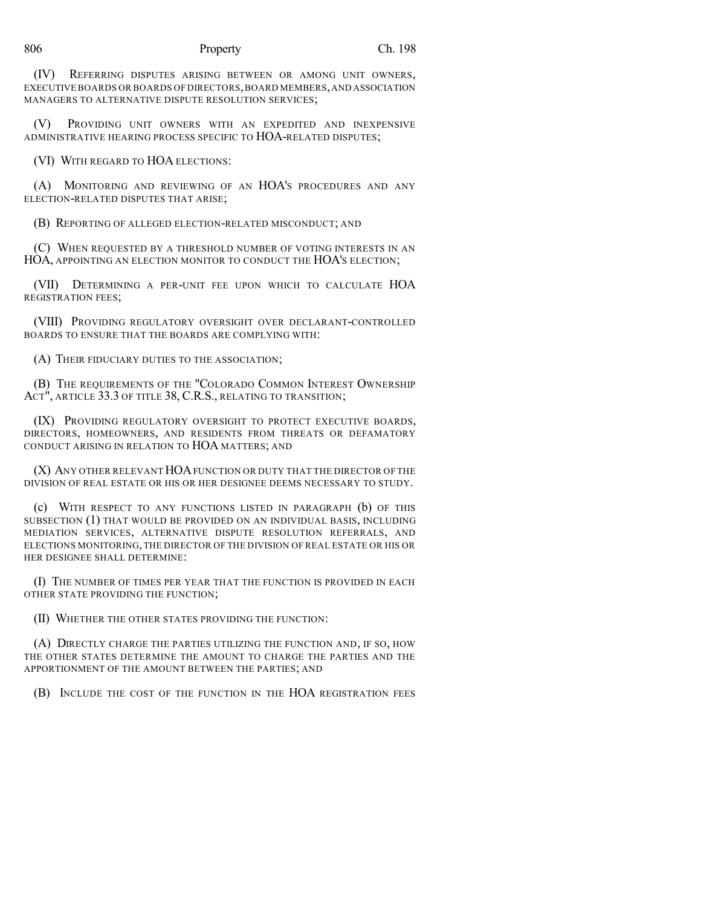(IV) REFERRING DISPUTES ARISING BETWEEN OR AMONG UNIT OWNERS, EXECUTIVE BOARDS OR BOARDS OF DIRECTORS, BOARD MEMBERS, AND ASSOCIATION MANAGERS TO ALTERNATIVE DISPUTE RESOLUTION SERVICES;

(V) PROVIDING UNIT OWNERS WITH AN EXPEDITED AND INEXPENSIVE ADMINISTRATIVE HEARING PROCESS SPECIFIC TO HOA-RELATED DISPUTES;

(VI) WITH REGARD TO HOA ELECTIONS:

(A) MONITORING AND REVIEWING OF AN HOA'S PROCEDURES AND ANY ELECTION-RELATED DISPUTES THAT ARISE;

(B) REPORTING OF ALLEGED ELECTION-RELATED MISCONDUCT; AND

(C) WHEN REQUESTED BY A THRESHOLD NUMBER OF VOTING INTERESTS IN AN HOA, APPOINTING AN ELECTION MONITOR TO CONDUCT THE HOA'S ELECTION;

(VII) DETERMINING A PER-UNIT FEE UPON WHICH TO CALCULATE HOA REGISTRATION FEES;

(VIII) PROVIDING REGULATORY OVERSIGHT OVER DECLARANT-CONTROLLED BOARDS TO ENSURE THAT THE BOARDS ARE COMPLYING WITH:

(A) THEIR FIDUCIARY DUTIES TO THE ASSOCIATION;

(B) THE REQUIREMENTS OF THE "COLORADO COMMON INTEREST OWNERSHIP ACT", ARTICLE 33.3 OF TITLE 38, C.R.S., RELATING TO TRANSITION;

(IX) PROVIDING REGULATORY OVERSIGHT TO PROTECT EXECUTIVE BOARDS, DIRECTORS, HOMEOWNERS, AND RESIDENTS FROM THREATS OR DEFAMATORY CONDUCT ARISING IN RELATION TO HOA MATTERS; AND

(X) ANY OTHER RELEVANT HOA FUNCTION OR DUTY THAT THE DIRECTOR OF THE DIVISION OF REAL ESTATE OR HIS OR HER DESIGNEE DEEMS NECESSARY TO STUDY.

(c) WITH RESPECT TO ANY FUNCTIONS LISTED IN PARAGRAPH (b) OF THIS SUBSECTION (1) THAT WOULD BE PROVIDED ON AN INDIVIDUAL BASIS, INCLUDING MEDIATION SERVICES, ALTERNATIVE DISPUTE RESOLUTION REFERRALS, AND ELECTIONS MONITORING, THE DIRECTOR OF THE DIVISION OF REAL ESTATE OR HIS OR HER DESIGNEE SHALL DETERMINE:

(I) THE NUMBER OF TIMES PER YEAR THAT THE FUNCTION IS PROVIDED IN EACH OTHER STATE PROVIDING THE FUNCTION;

(II) WHETHER THE OTHER STATES PROVIDING THE FUNCTION:

(A) DIRECTLY CHARGE THE PARTIES UTILIZING THE FUNCTION AND, IF SO, HOW THE OTHER STATES DETERMINE THE AMOUNT TO CHARGE THE PARTIES AND THE APPORTIONMENT OF THE AMOUNT BETWEEN THE PARTIES; AND

(B) INCLUDE THE COST OF THE FUNCTION IN THE HOA REGISTRATION FEES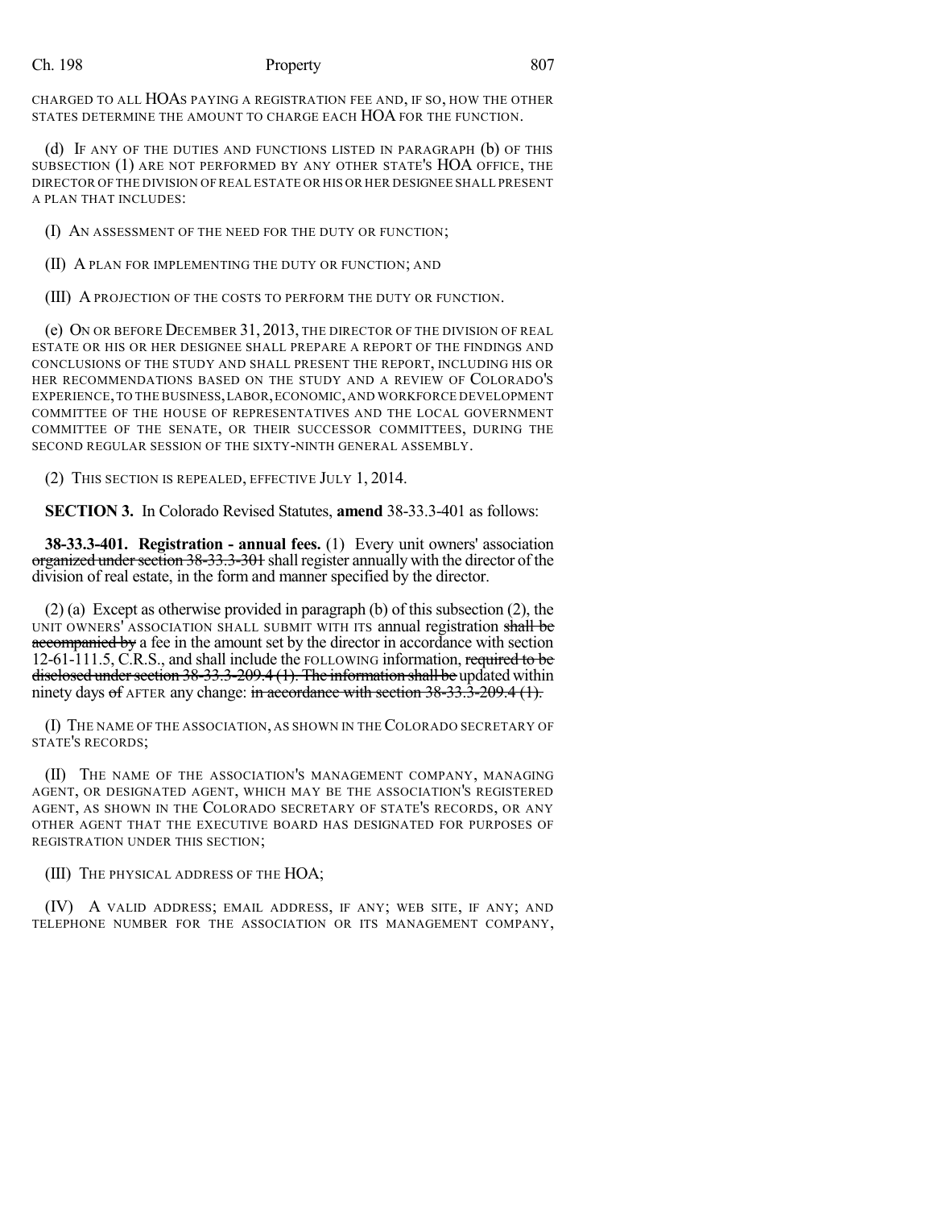CHARGED TO ALL HOAS PAYING A REGISTRATION FEE AND, IF SO, HOW THE OTHER STATES DETERMINE THE AMOUNT TO CHARGE EACH HOA FOR THE FUNCTION.

(d) IF ANY OF THE DUTIES AND FUNCTIONS LISTED IN PARAGRAPH (b) OF THIS SUBSECTION (1) ARE NOT PERFORMED BY ANY OTHER STATE'S HOA OFFICE, THE DIRECTOR OF THE DIVISION OF REAL ESTATE OR HIS OR HER DESIGNEE SHALL PRESENT A PLAN THAT INCLUDES:

(I) AN ASSESSMENT OF THE NEED FOR THE DUTY OR FUNCTION;

(II) A PLAN FOR IMPLEMENTING THE DUTY OR FUNCTION; AND

(III) A PROJECTION OF THE COSTS TO PERFORM THE DUTY OR FUNCTION.

(e) ON OR BEFORE DECEMBER 31, 2013, THE DIRECTOR OF THE DIVISION OF REAL ESTATE OR HIS OR HER DESIGNEE SHALL PREPARE A REPORT OF THE FINDINGS AND CONCLUSIONS OF THE STUDY AND SHALL PRESENT THE REPORT, INCLUDING HIS OR HER RECOMMENDATIONS BASED ON THE STUDY AND A REVIEW OF COLORADO'S EXPERIENCE, TO THE BUSINESS, LABOR, ECONOMIC, AND WORKFORCE DEVELOPMENT COMMITTEE OF THE HOUSE OF REPRESENTATIVES AND THE LOCAL GOVERNMENT COMMITTEE OF THE SENATE, OR THEIR SUCCESSOR COMMITTEES, DURING THE SECOND REGULAR SESSION OF THE SIXTY-NINTH GENERAL ASSEMBLY.

(2) THIS SECTION IS REPEALED, EFFECTIVE JULY 1, 2014.

**SECTION 3.** In Colorado Revised Statutes, **amend** 38-33.3-401 as follows:

**38-33.3-401. Registration - annual fees.** (1) Every unit owners' association ~~organized under section 38-33.3-301~~ shall register annually with the director of the division of real estate, in the form and manner specified by the director.

(2) (a) Except as otherwise provided in paragraph (b) of this subsection (2), the UNIT OWNERS' ASSOCIATION SHALL SUBMIT WITH ITS annual registration ~~shall be accompanied by~~ a fee in the amount set by the director in accordance with section 12-61-111.5, C.R.S., and shall include the FOLLOWING information, ~~required to be disclosed under section 38-33.3-209.4 (1). The information shall be~~ updated within ninety days ~~of~~ AFTER any change: ~~in accordance with section 38-33.3-209.4 (1).~~

(I) THE NAME OF THE ASSOCIATION, AS SHOWN IN THE COLORADO SECRETARY OF STATE'S RECORDS;

(II) THE NAME OF THE ASSOCIATION'S MANAGEMENT COMPANY, MANAGING AGENT, OR DESIGNATED AGENT, WHICH MAY BE THE ASSOCIATION'S REGISTERED AGENT, AS SHOWN IN THE COLORADO SECRETARY OF STATE'S RECORDS, OR ANY OTHER AGENT THAT THE EXECUTIVE BOARD HAS DESIGNATED FOR PURPOSES OF REGISTRATION UNDER THIS SECTION;

(III) THE PHYSICAL ADDRESS OF THE HOA;

(IV) A VALID ADDRESS; EMAIL ADDRESS, IF ANY; WEB SITE, IF ANY; AND TELEPHONE NUMBER FOR THE ASSOCIATION OR ITS MANAGEMENT COMPANY,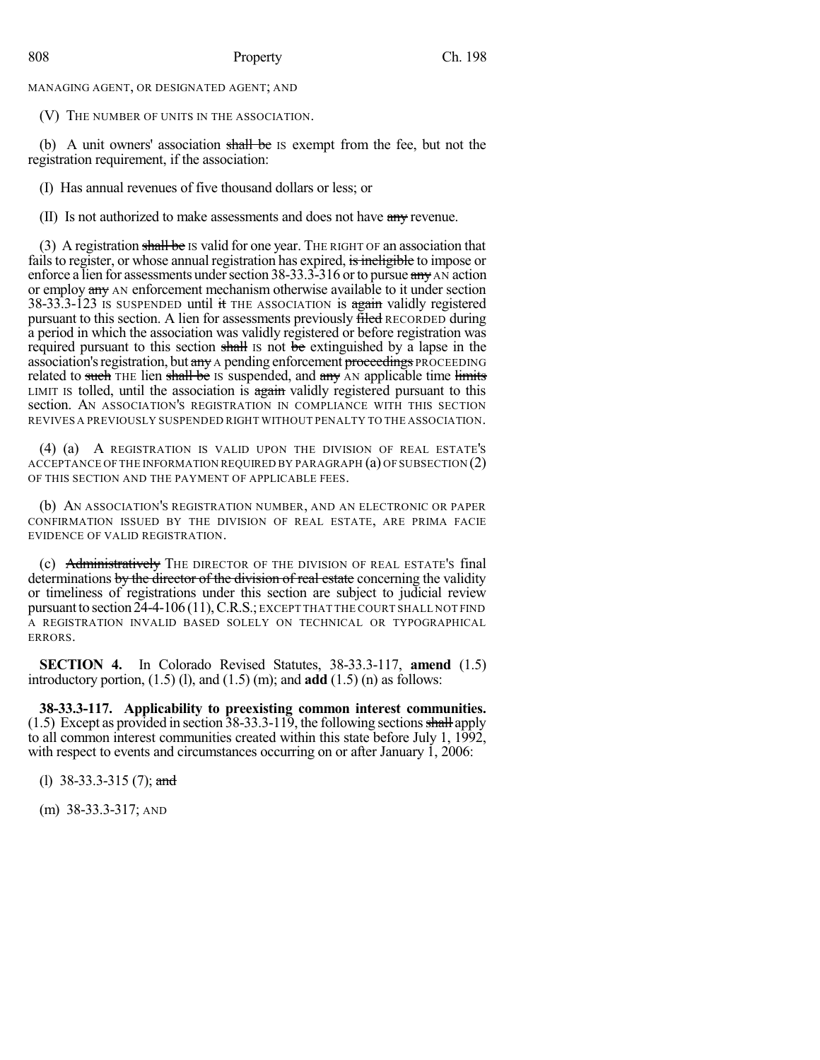MANAGING AGENT, OR DESIGNATED AGENT; AND

(V) THE NUMBER OF UNITS IN THE ASSOCIATION.

(b) A unit owners' association ~~shall be~~ IS exempt from the fee, but not the registration requirement, if the association:

(I) Has annual revenues of five thousand dollars or less; or

(II) Is not authorized to make assessments and does not have ~~any~~ revenue.

(3) A registration ~~shall be~~ IS valid for one year. THE RIGHT OF an association that fails to register, or whose annual registration has expired, ~~is ineligible~~ to impose or enforce a lien for assessments under section 38-33.3-316 or to pursue ~~any~~ AN action or employ ~~any~~ AN enforcement mechanism otherwise available to it under section 38-33.3-123 IS SUSPENDED until ~~it~~ THE ASSOCIATION is ~~again~~ validly registered pursuant to this section. A lien for assessments previously ~~filed~~ RECORDED during a period in which the association was validly registered or before registration was required pursuant to this section ~~shall~~ IS not ~~be~~ extinguished by a lapse in the association's registration, but ~~any~~ A pending enforcement ~~proceedings~~ PROCEEDING related to ~~such~~ THE lien ~~shall be~~ IS suspended, and ~~any~~ AN applicable time ~~limits~~ LIMIT IS tolled, until the association is ~~again~~ validly registered pursuant to this section. AN ASSOCIATION'S REGISTRATION IN COMPLIANCE WITH THIS SECTION REVIVES A PREVIOUSLY SUSPENDED RIGHT WITHOUT PENALTY TO THE ASSOCIATION.

(4) (a) A REGISTRATION IS VALID UPON THE DIVISION OF REAL ESTATE'S ACCEPTANCE OF THE INFORMATION REQUIRED BY PARAGRAPH (a) OF SUBSECTION (2) OF THIS SECTION AND THE PAYMENT OF APPLICABLE FEES.

(b) AN ASSOCIATION'S REGISTRATION NUMBER, AND AN ELECTRONIC OR PAPER CONFIRMATION ISSUED BY THE DIVISION OF REAL ESTATE, ARE PRIMA FACIE EVIDENCE OF VALID REGISTRATION.

(c) ~~Administratively~~ THE DIRECTOR OF THE DIVISION OF REAL ESTATE'S final determinations ~~by the director of the division of real estate~~ concerning the validity or timeliness of registrations under this section are subject to judicial review pursuant to section 24-4-106 (11), C.R.S.; EXCEPT THAT THE COURT SHALL NOT FIND A REGISTRATION INVALID BASED SOLELY ON TECHNICAL OR TYPOGRAPHICAL ERRORS.

**SECTION 4.** In Colorado Revised Statutes, 38-33.3-117, **amend** (1.5) introductory portion, (1.5) (l), and (1.5) (m); and **add** (1.5) (n) as follows:

**38-33.3-117. Applicability to preexisting common interest communities.** (1.5) Except as provided in section 38-33.3-119, the following sections ~~shall~~ apply to all common interest communities created within this state before July 1, 1992, with respect to events and circumstances occurring on or after January 1, 2006:

(l) 38-33.3-315 (7); ~~and~~

(m) 38-33.3-317; AND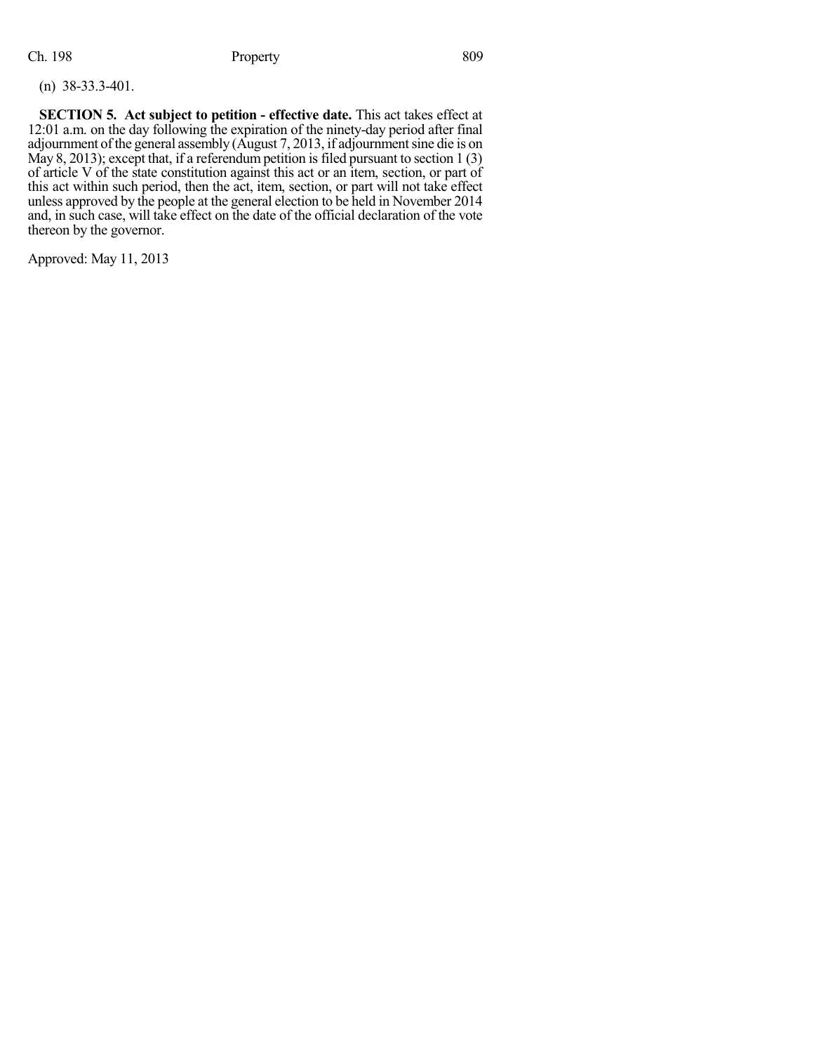(n) 38-33.3-401.

**SECTION 5. Act subject to petition - effective date.** This act takes effect at 12:01 a.m. on the day following the expiration of the ninety-day period after final adjournment of the general assembly (August 7, 2013, if adjournment sine die is on May 8, 2013); except that, if a referendum petition is filed pursuant to section 1 (3) of article V of the state constitution against this act or an item, section, or part of this act within such period, then the act, item, section, or part will not take effect unless approved by the people at the general election to be held in November 2014 and, in such case, will take effect on the date of the official declaration of the vote thereon by the governor.

Approved: May 11, 2013